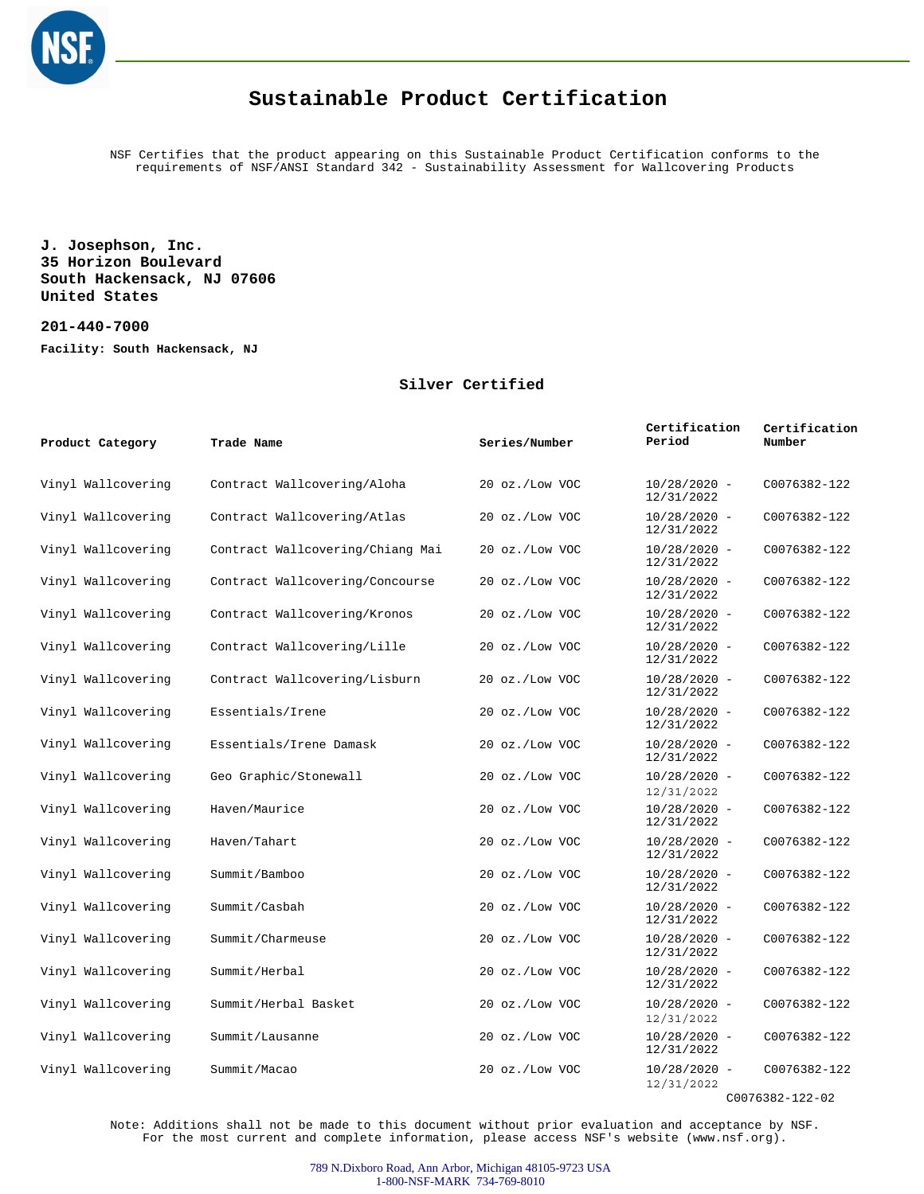# Sustainable Product Certification

NSF Certifies that the product appearing on this Sustainable Product Certification conforms to the requirements of NSF/ANSI Standard 342 - Sustainability Assessment for Wallcovering Products

**J. Josephson, Inc.**
**35 Horizon Boulevard**
**South Hackensack, NJ 07606**
**United States**

**201-440-7000**

**Facility: South Hackensack, NJ**

### Silver Certified

| Product Category | Trade Name | Series/Number | Certification Period | Certification Number |
|---|---|---|---|---|
| Vinyl Wallcovering | Contract Wallcovering/Aloha | 20 oz./Low VOC | 10/28/2020 - 12/31/2022 | C0076382-122 |
| Vinyl Wallcovering | Contract Wallcovering/Atlas | 20 oz./Low VOC | 10/28/2020 - 12/31/2022 | C0076382-122 |
| Vinyl Wallcovering | Contract Wallcovering/Chiang Mai | 20 oz./Low VOC | 10/28/2020 - 12/31/2022 | C0076382-122 |
| Vinyl Wallcovering | Contract Wallcovering/Concourse | 20 oz./Low VOC | 10/28/2020 - 12/31/2022 | C0076382-122 |
| Vinyl Wallcovering | Contract Wallcovering/Kronos | 20 oz./Low VOC | 10/28/2020 - 12/31/2022 | C0076382-122 |
| Vinyl Wallcovering | Contract Wallcovering/Lille | 20 oz./Low VOC | 10/28/2020 - 12/31/2022 | C0076382-122 |
| Vinyl Wallcovering | Contract Wallcovering/Lisburn | 20 oz./Low VOC | 10/28/2020 - 12/31/2022 | C0076382-122 |
| Vinyl Wallcovering | Essentials/Irene | 20 oz./Low VOC | 10/28/2020 - 12/31/2022 | C0076382-122 |
| Vinyl Wallcovering | Essentials/Irene Damask | 20 oz./Low VOC | 10/28/2020 - 12/31/2022 | C0076382-122 |
| Vinyl Wallcovering | Geo Graphic/Stonewall | 20 oz./Low VOC | 10/28/2020 - 12/31/2022 | C0076382-122 |
| Vinyl Wallcovering | Haven/Maurice | 20 oz./Low VOC | 10/28/2020 - 12/31/2022 | C0076382-122 |
| Vinyl Wallcovering | Haven/Tahart | 20 oz./Low VOC | 10/28/2020 - 12/31/2022 | C0076382-122 |
| Vinyl Wallcovering | Summit/Bamboo | 20 oz./Low VOC | 10/28/2020 - 12/31/2022 | C0076382-122 |
| Vinyl Wallcovering | Summit/Casbah | 20 oz./Low VOC | 10/28/2020 - 12/31/2022 | C0076382-122 |
| Vinyl Wallcovering | Summit/Charmeuse | 20 oz./Low VOC | 10/28/2020 - 12/31/2022 | C0076382-122 |
| Vinyl Wallcovering | Summit/Herbal | 20 oz./Low VOC | 10/28/2020 - 12/31/2022 | C0076382-122 |
| Vinyl Wallcovering | Summit/Herbal Basket | 20 oz./Low VOC | 10/28/2020 - 12/31/2022 | C0076382-122 |
| Vinyl Wallcovering | Summit/Lausanne | 20 oz./Low VOC | 10/28/2020 - 12/31/2022 | C0076382-122 |
| Vinyl Wallcovering | Summit/Macao | 20 oz./Low VOC | 10/28/2020 - 12/31/2022 | C0076382-122 |

C0076382-122-02

Note: Additions shall not be made to this document without prior evaluation and acceptance by NSF. For the most current and complete information, please access NSF's website (www.nsf.org).

789 N.Dixboro Road, Ann Arbor, Michigan 48105-9723 USA
1-800-NSF-MARK 734-769-8010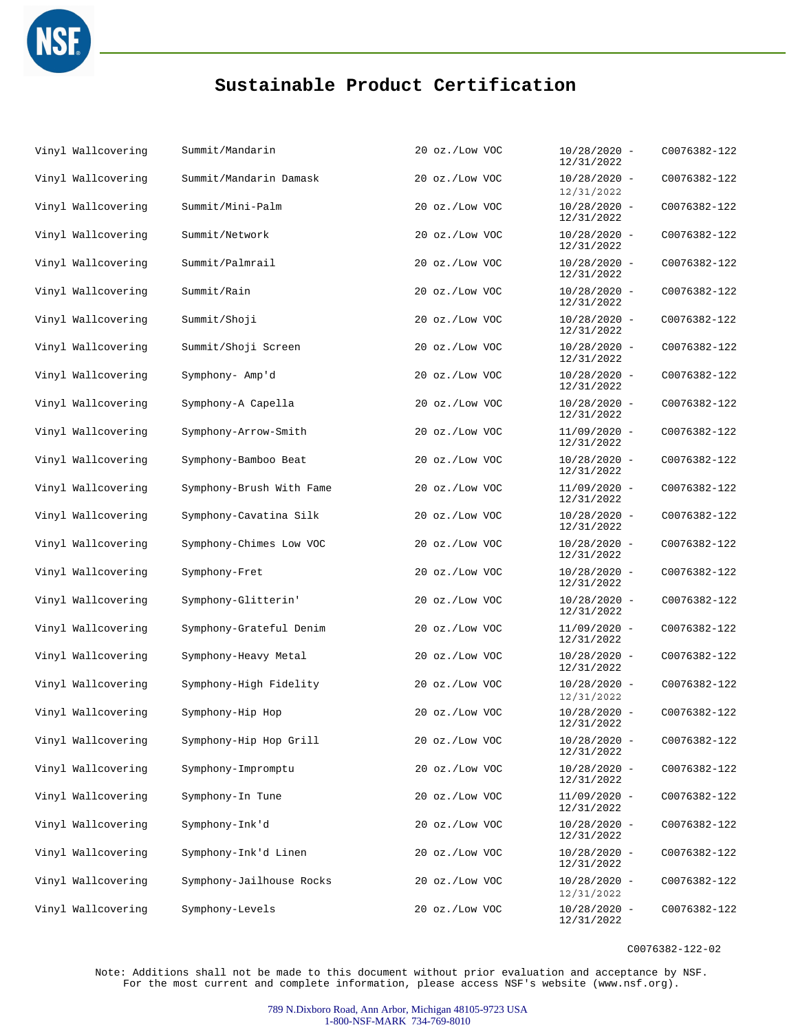# Sustainable Product Certification

| | | | | |
|---|---|---|---|---|
| Vinyl Wallcovering | Summit/Mandarin | 20 oz./Low VOC | 10/28/2020 - 12/31/2022 | C0076382-122 |
| Vinyl Wallcovering | Summit/Mandarin Damask | 20 oz./Low VOC | 10/28/2020 - 12/31/2022 | C0076382-122 |
| Vinyl Wallcovering | Summit/Mini-Palm | 20 oz./Low VOC | 10/28/2020 - 12/31/2022 | C0076382-122 |
| Vinyl Wallcovering | Summit/Network | 20 oz./Low VOC | 10/28/2020 - 12/31/2022 | C0076382-122 |
| Vinyl Wallcovering | Summit/Palmrail | 20 oz./Low VOC | 10/28/2020 - 12/31/2022 | C0076382-122 |
| Vinyl Wallcovering | Summit/Rain | 20 oz./Low VOC | 10/28/2020 - 12/31/2022 | C0076382-122 |
| Vinyl Wallcovering | Summit/Shoji | 20 oz./Low VOC | 10/28/2020 - 12/31/2022 | C0076382-122 |
| Vinyl Wallcovering | Summit/Shoji Screen | 20 oz./Low VOC | 10/28/2020 - 12/31/2022 | C0076382-122 |
| Vinyl Wallcovering | Symphony- Amp'd | 20 oz./Low VOC | 10/28/2020 - 12/31/2022 | C0076382-122 |
| Vinyl Wallcovering | Symphony-A Capella | 20 oz./Low VOC | 10/28/2020 - 12/31/2022 | C0076382-122 |
| Vinyl Wallcovering | Symphony-Arrow-Smith | 20 oz./Low VOC | 11/09/2020 - 12/31/2022 | C0076382-122 |
| Vinyl Wallcovering | Symphony-Bamboo Beat | 20 oz./Low VOC | 10/28/2020 - 12/31/2022 | C0076382-122 |
| Vinyl Wallcovering | Symphony-Brush With Fame | 20 oz./Low VOC | 11/09/2020 - 12/31/2022 | C0076382-122 |
| Vinyl Wallcovering | Symphony-Cavatina Silk | 20 oz./Low VOC | 10/28/2020 - 12/31/2022 | C0076382-122 |
| Vinyl Wallcovering | Symphony-Chimes Low VOC | 20 oz./Low VOC | 10/28/2020 - 12/31/2022 | C0076382-122 |
| Vinyl Wallcovering | Symphony-Fret | 20 oz./Low VOC | 10/28/2020 - 12/31/2022 | C0076382-122 |
| Vinyl Wallcovering | Symphony-Glitterin' | 20 oz./Low VOC | 10/28/2020 - 12/31/2022 | C0076382-122 |
| Vinyl Wallcovering | Symphony-Grateful Denim | 20 oz./Low VOC | 11/09/2020 - 12/31/2022 | C0076382-122 |
| Vinyl Wallcovering | Symphony-Heavy Metal | 20 oz./Low VOC | 10/28/2020 - 12/31/2022 | C0076382-122 |
| Vinyl Wallcovering | Symphony-High Fidelity | 20 oz./Low VOC | 10/28/2020 - 12/31/2022 | C0076382-122 |
| Vinyl Wallcovering | Symphony-Hip Hop | 20 oz./Low VOC | 10/28/2020 - 12/31/2022 | C0076382-122 |
| Vinyl Wallcovering | Symphony-Hip Hop Grill | 20 oz./Low VOC | 10/28/2020 - 12/31/2022 | C0076382-122 |
| Vinyl Wallcovering | Symphony-Impromptu | 20 oz./Low VOC | 10/28/2020 - 12/31/2022 | C0076382-122 |
| Vinyl Wallcovering | Symphony-In Tune | 20 oz./Low VOC | 11/09/2020 - 12/31/2022 | C0076382-122 |
| Vinyl Wallcovering | Symphony-Ink'd | 20 oz./Low VOC | 10/28/2020 - 12/31/2022 | C0076382-122 |
| Vinyl Wallcovering | Symphony-Ink'd Linen | 20 oz./Low VOC | 10/28/2020 - 12/31/2022 | C0076382-122 |
| Vinyl Wallcovering | Symphony-Jailhouse Rocks | 20 oz./Low VOC | 10/28/2020 - 12/31/2022 | C0076382-122 |
| Vinyl Wallcovering | Symphony-Levels | 20 oz./Low VOC | 10/28/2020 - 12/31/2022 | C0076382-122 |

C0076382-122-02

Note: Additions shall not be made to this document without prior evaluation and acceptance by NSF. For the most current and complete information, please access NSF's website (www.nsf.org).

789 N.Dixboro Road, Ann Arbor, Michigan 48105-9723 USA
1-800-NSF-MARK 734-769-8010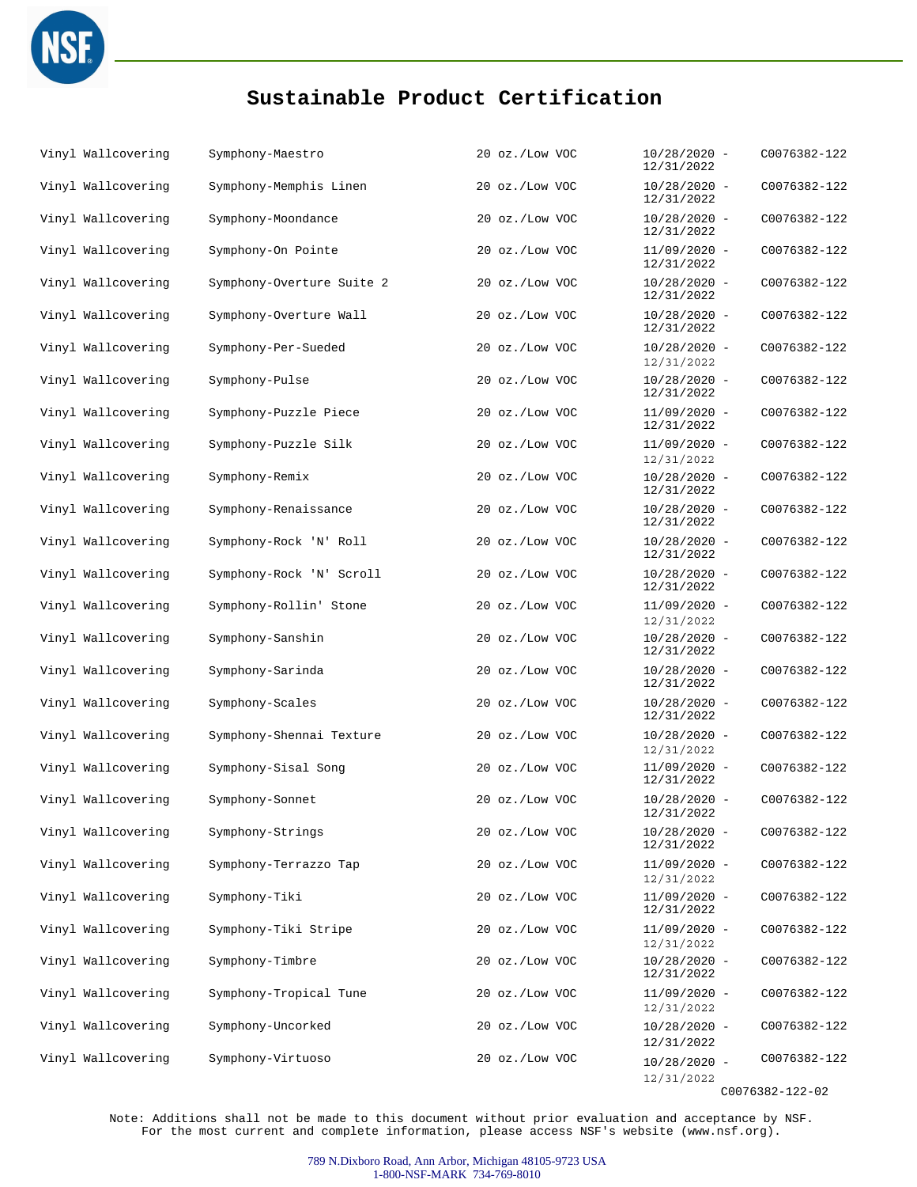# Sustainable Product Certification

| | | | | |
|---|---|---|---|---|
| Vinyl Wallcovering | Symphony-Maestro | 20 oz./Low VOC | 10/28/2020 - 12/31/2022 | C0076382-122 |
| Vinyl Wallcovering | Symphony-Memphis Linen | 20 oz./Low VOC | 10/28/2020 - 12/31/2022 | C0076382-122 |
| Vinyl Wallcovering | Symphony-Moondance | 20 oz./Low VOC | 10/28/2020 - 12/31/2022 | C0076382-122 |
| Vinyl Wallcovering | Symphony-On Pointe | 20 oz./Low VOC | 11/09/2020 - 12/31/2022 | C0076382-122 |
| Vinyl Wallcovering | Symphony-Overture Suite 2 | 20 oz./Low VOC | 10/28/2020 - 12/31/2022 | C0076382-122 |
| Vinyl Wallcovering | Symphony-Overture Wall | 20 oz./Low VOC | 10/28/2020 - 12/31/2022 | C0076382-122 |
| Vinyl Wallcovering | Symphony-Per-Sueded | 20 oz./Low VOC | 10/28/2020 - 12/31/2022 | C0076382-122 |
| Vinyl Wallcovering | Symphony-Pulse | 20 oz./Low VOC | 10/28/2020 - 12/31/2022 | C0076382-122 |
| Vinyl Wallcovering | Symphony-Puzzle Piece | 20 oz./Low VOC | 11/09/2020 - 12/31/2022 | C0076382-122 |
| Vinyl Wallcovering | Symphony-Puzzle Silk | 20 oz./Low VOC | 11/09/2020 - 12/31/2022 | C0076382-122 |
| Vinyl Wallcovering | Symphony-Remix | 20 oz./Low VOC | 10/28/2020 - 12/31/2022 | C0076382-122 |
| Vinyl Wallcovering | Symphony-Renaissance | 20 oz./Low VOC | 10/28/2020 - 12/31/2022 | C0076382-122 |
| Vinyl Wallcovering | Symphony-Rock 'N' Roll | 20 oz./Low VOC | 10/28/2020 - 12/31/2022 | C0076382-122 |
| Vinyl Wallcovering | Symphony-Rock 'N' Scroll | 20 oz./Low VOC | 10/28/2020 - 12/31/2022 | C0076382-122 |
| Vinyl Wallcovering | Symphony-Rollin' Stone | 20 oz./Low VOC | 11/09/2020 - 12/31/2022 | C0076382-122 |
| Vinyl Wallcovering | Symphony-Sanshin | 20 oz./Low VOC | 10/28/2020 - 12/31/2022 | C0076382-122 |
| Vinyl Wallcovering | Symphony-Sarinda | 20 oz./Low VOC | 10/28/2020 - 12/31/2022 | C0076382-122 |
| Vinyl Wallcovering | Symphony-Scales | 20 oz./Low VOC | 10/28/2020 - 12/31/2022 | C0076382-122 |
| Vinyl Wallcovering | Symphony-Shennai Texture | 20 oz./Low VOC | 10/28/2020 - 12/31/2022 | C0076382-122 |
| Vinyl Wallcovering | Symphony-Sisal Song | 20 oz./Low VOC | 11/09/2020 - 12/31/2022 | C0076382-122 |
| Vinyl Wallcovering | Symphony-Sonnet | 20 oz./Low VOC | 10/28/2020 - 12/31/2022 | C0076382-122 |
| Vinyl Wallcovering | Symphony-Strings | 20 oz./Low VOC | 10/28/2020 - 12/31/2022 | C0076382-122 |
| Vinyl Wallcovering | Symphony-Terrazzo Tap | 20 oz./Low VOC | 11/09/2020 - 12/31/2022 | C0076382-122 |
| Vinyl Wallcovering | Symphony-Tiki | 20 oz./Low VOC | 11/09/2020 - 12/31/2022 | C0076382-122 |
| Vinyl Wallcovering | Symphony-Tiki Stripe | 20 oz./Low VOC | 11/09/2020 - 12/31/2022 | C0076382-122 |
| Vinyl Wallcovering | Symphony-Timbre | 20 oz./Low VOC | 10/28/2020 - 12/31/2022 | C0076382-122 |
| Vinyl Wallcovering | Symphony-Tropical Tune | 20 oz./Low VOC | 11/09/2020 - 12/31/2022 | C0076382-122 |
| Vinyl Wallcovering | Symphony-Uncorked | 20 oz./Low VOC | 10/28/2020 - 12/31/2022 | C0076382-122 |
| Vinyl Wallcovering | Symphony-Virtuoso | 20 oz./Low VOC | 10/28/2020 - 12/31/2022 | C0076382-122 |

C0076382-122-02

Note: Additions shall not be made to this document without prior evaluation and acceptance by NSF. For the most current and complete information, please access NSF's website (www.nsf.org).

789 N.Dixboro Road, Ann Arbor, Michigan 48105-9723 USA
1-800-NSF-MARK 734-769-8010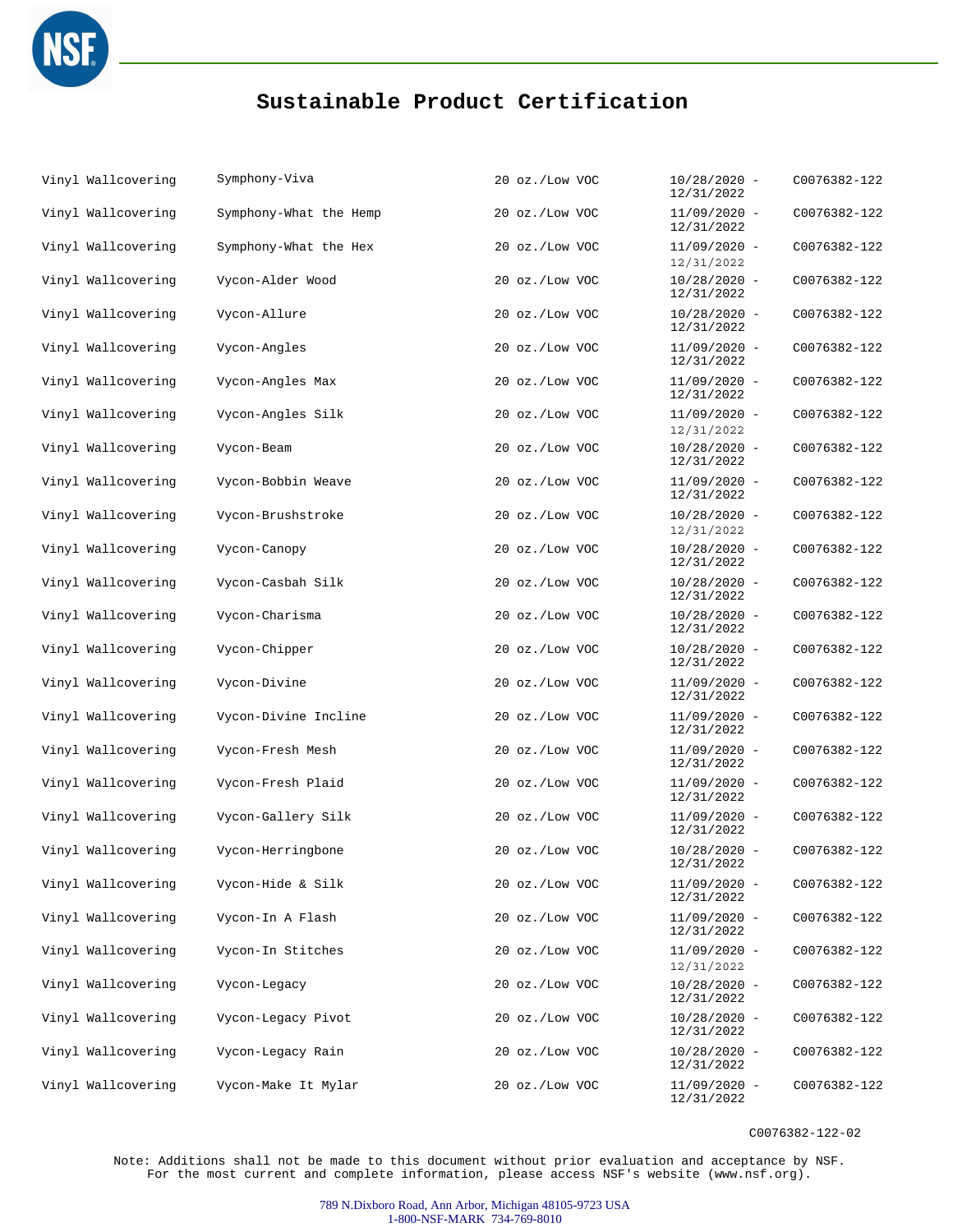# Sustainable Product Certification

| | | | | |
|---|---|---|---|---|
| Vinyl Wallcovering | Symphony-Viva | 20 oz./Low VOC | 10/28/2020 - 12/31/2022 | C0076382-122 |
| Vinyl Wallcovering | Symphony-What the Hemp | 20 oz./Low VOC | 11/09/2020 - 12/31/2022 | C0076382-122 |
| Vinyl Wallcovering | Symphony-What the Hex | 20 oz./Low VOC | 11/09/2020 - 12/31/2022 | C0076382-122 |
| Vinyl Wallcovering | Vycon-Alder Wood | 20 oz./Low VOC | 10/28/2020 - 12/31/2022 | C0076382-122 |
| Vinyl Wallcovering | Vycon-Allure | 20 oz./Low VOC | 10/28/2020 - 12/31/2022 | C0076382-122 |
| Vinyl Wallcovering | Vycon-Angles | 20 oz./Low VOC | 11/09/2020 - 12/31/2022 | C0076382-122 |
| Vinyl Wallcovering | Vycon-Angles Max | 20 oz./Low VOC | 11/09/2020 - 12/31/2022 | C0076382-122 |
| Vinyl Wallcovering | Vycon-Angles Silk | 20 oz./Low VOC | 11/09/2020 - 12/31/2022 | C0076382-122 |
| Vinyl Wallcovering | Vycon-Beam | 20 oz./Low VOC | 10/28/2020 - 12/31/2022 | C0076382-122 |
| Vinyl Wallcovering | Vycon-Bobbin Weave | 20 oz./Low VOC | 11/09/2020 - 12/31/2022 | C0076382-122 |
| Vinyl Wallcovering | Vycon-Brushstroke | 20 oz./Low VOC | 10/28/2020 - 12/31/2022 | C0076382-122 |
| Vinyl Wallcovering | Vycon-Canopy | 20 oz./Low VOC | 10/28/2020 - 12/31/2022 | C0076382-122 |
| Vinyl Wallcovering | Vycon-Casbah Silk | 20 oz./Low VOC | 10/28/2020 - 12/31/2022 | C0076382-122 |
| Vinyl Wallcovering | Vycon-Charisma | 20 oz./Low VOC | 10/28/2020 - 12/31/2022 | C0076382-122 |
| Vinyl Wallcovering | Vycon-Chipper | 20 oz./Low VOC | 10/28/2020 - 12/31/2022 | C0076382-122 |
| Vinyl Wallcovering | Vycon-Divine | 20 oz./Low VOC | 11/09/2020 - 12/31/2022 | C0076382-122 |
| Vinyl Wallcovering | Vycon-Divine Incline | 20 oz./Low VOC | 11/09/2020 - 12/31/2022 | C0076382-122 |
| Vinyl Wallcovering | Vycon-Fresh Mesh | 20 oz./Low VOC | 11/09/2020 - 12/31/2022 | C0076382-122 |
| Vinyl Wallcovering | Vycon-Fresh Plaid | 20 oz./Low VOC | 11/09/2020 - 12/31/2022 | C0076382-122 |
| Vinyl Wallcovering | Vycon-Gallery Silk | 20 oz./Low VOC | 11/09/2020 - 12/31/2022 | C0076382-122 |
| Vinyl Wallcovering | Vycon-Herringbone | 20 oz./Low VOC | 10/28/2020 - 12/31/2022 | C0076382-122 |
| Vinyl Wallcovering | Vycon-Hide & Silk | 20 oz./Low VOC | 11/09/2020 - 12/31/2022 | C0076382-122 |
| Vinyl Wallcovering | Vycon-In A Flash | 20 oz./Low VOC | 11/09/2020 - 12/31/2022 | C0076382-122 |
| Vinyl Wallcovering | Vycon-In Stitches | 20 oz./Low VOC | 11/09/2020 - 12/31/2022 | C0076382-122 |
| Vinyl Wallcovering | Vycon-Legacy | 20 oz./Low VOC | 10/28/2020 - 12/31/2022 | C0076382-122 |
| Vinyl Wallcovering | Vycon-Legacy Pivot | 20 oz./Low VOC | 10/28/2020 - 12/31/2022 | C0076382-122 |
| Vinyl Wallcovering | Vycon-Legacy Rain | 20 oz./Low VOC | 10/28/2020 - 12/31/2022 | C0076382-122 |
| Vinyl Wallcovering | Vycon-Make It Mylar | 20 oz./Low VOC | 11/09/2020 - 12/31/2022 | C0076382-122 |

C0076382-122-02

Note: Additions shall not be made to this document without prior evaluation and acceptance by NSF.
For the most current and complete information, please access NSF's website (www.nsf.org).

789 N.Dixboro Road, Ann Arbor, Michigan 48105-9723 USA
1-800-NSF-MARK 734-769-8010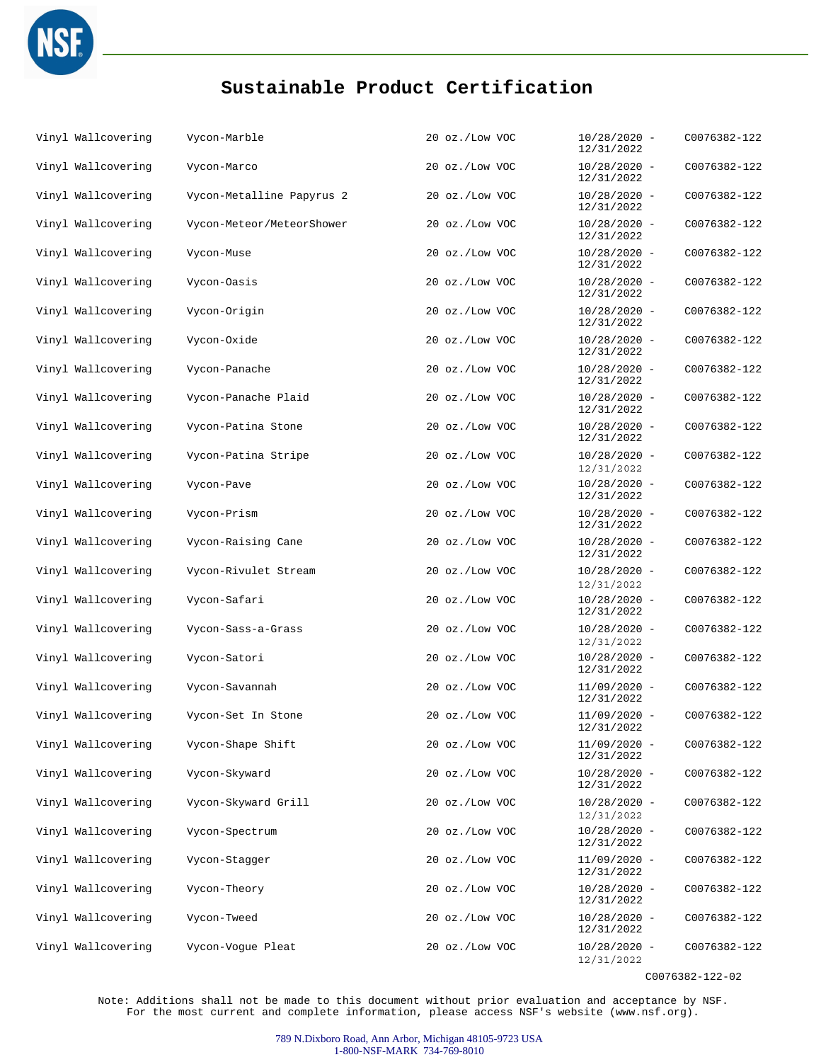# Sustainable Product Certification

| | | | | |
|---|---|---|---|---|
| Vinyl Wallcovering | Vycon-Marble | 20 oz./Low VOC | 10/28/2020 - 12/31/2022 | C0076382-122 |
| Vinyl Wallcovering | Vycon-Marco | 20 oz./Low VOC | 10/28/2020 - 12/31/2022 | C0076382-122 |
| Vinyl Wallcovering | Vycon-Metalline Papyrus 2 | 20 oz./Low VOC | 10/28/2020 - 12/31/2022 | C0076382-122 |
| Vinyl Wallcovering | Vycon-Meteor/MeteorShower | 20 oz./Low VOC | 10/28/2020 - 12/31/2022 | C0076382-122 |
| Vinyl Wallcovering | Vycon-Muse | 20 oz./Low VOC | 10/28/2020 - 12/31/2022 | C0076382-122 |
| Vinyl Wallcovering | Vycon-Oasis | 20 oz./Low VOC | 10/28/2020 - 12/31/2022 | C0076382-122 |
| Vinyl Wallcovering | Vycon-Origin | 20 oz./Low VOC | 10/28/2020 - 12/31/2022 | C0076382-122 |
| Vinyl Wallcovering | Vycon-Oxide | 20 oz./Low VOC | 10/28/2020 - 12/31/2022 | C0076382-122 |
| Vinyl Wallcovering | Vycon-Panache | 20 oz./Low VOC | 10/28/2020 - 12/31/2022 | C0076382-122 |
| Vinyl Wallcovering | Vycon-Panache Plaid | 20 oz./Low VOC | 10/28/2020 - 12/31/2022 | C0076382-122 |
| Vinyl Wallcovering | Vycon-Patina Stone | 20 oz./Low VOC | 10/28/2020 - 12/31/2022 | C0076382-122 |
| Vinyl Wallcovering | Vycon-Patina Stripe | 20 oz./Low VOC | 10/28/2020 - 12/31/2022 | C0076382-122 |
| Vinyl Wallcovering | Vycon-Pave | 20 oz./Low VOC | 10/28/2020 - 12/31/2022 | C0076382-122 |
| Vinyl Wallcovering | Vycon-Prism | 20 oz./Low VOC | 10/28/2020 - 12/31/2022 | C0076382-122 |
| Vinyl Wallcovering | Vycon-Raising Cane | 20 oz./Low VOC | 10/28/2020 - 12/31/2022 | C0076382-122 |
| Vinyl Wallcovering | Vycon-Rivulet Stream | 20 oz./Low VOC | 10/28/2020 - 12/31/2022 | C0076382-122 |
| Vinyl Wallcovering | Vycon-Safari | 20 oz./Low VOC | 10/28/2020 - 12/31/2022 | C0076382-122 |
| Vinyl Wallcovering | Vycon-Sass-a-Grass | 20 oz./Low VOC | 10/28/2020 - 12/31/2022 | C0076382-122 |
| Vinyl Wallcovering | Vycon-Satori | 20 oz./Low VOC | 10/28/2020 - 12/31/2022 | C0076382-122 |
| Vinyl Wallcovering | Vycon-Savannah | 20 oz./Low VOC | 11/09/2020 - 12/31/2022 | C0076382-122 |
| Vinyl Wallcovering | Vycon-Set In Stone | 20 oz./Low VOC | 11/09/2020 - 12/31/2022 | C0076382-122 |
| Vinyl Wallcovering | Vycon-Shape Shift | 20 oz./Low VOC | 11/09/2020 - 12/31/2022 | C0076382-122 |
| Vinyl Wallcovering | Vycon-Skyward | 20 oz./Low VOC | 10/28/2020 - 12/31/2022 | C0076382-122 |
| Vinyl Wallcovering | Vycon-Skyward Grill | 20 oz./Low VOC | 10/28/2020 - 12/31/2022 | C0076382-122 |
| Vinyl Wallcovering | Vycon-Spectrum | 20 oz./Low VOC | 10/28/2020 - 12/31/2022 | C0076382-122 |
| Vinyl Wallcovering | Vycon-Stagger | 20 oz./Low VOC | 11/09/2020 - 12/31/2022 | C0076382-122 |
| Vinyl Wallcovering | Vycon-Theory | 20 oz./Low VOC | 10/28/2020 - 12/31/2022 | C0076382-122 |
| Vinyl Wallcovering | Vycon-Tweed | 20 oz./Low VOC | 10/28/2020 - 12/31/2022 | C0076382-122 |
| Vinyl Wallcovering | Vycon-Vogue Pleat | 20 oz./Low VOC | 10/28/2020 - 12/31/2022 | C0076382-122 |

C0076382-122-02

Note: Additions shall not be made to this document without prior evaluation and acceptance by NSF. For the most current and complete information, please access NSF's website (www.nsf.org).

789 N.Dixboro Road, Ann Arbor, Michigan 48105-9723 USA
1-800-NSF-MARK 734-769-8010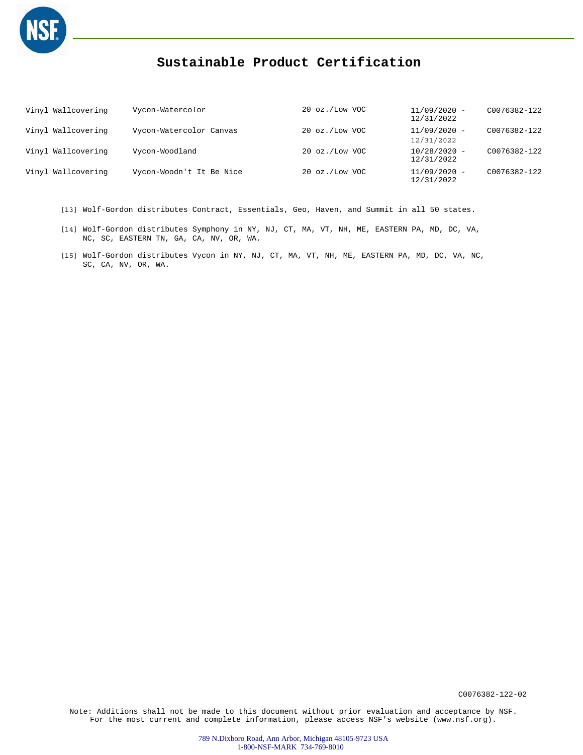# Sustainable Product Certification

| | | | | |
|---|---|---|---|---|
| Vinyl Wallcovering | Vycon-Watercolor | 20 oz./Low VOC | 11/09/2020 - 12/31/2022 | C0076382-122 |
| Vinyl Wallcovering | Vycon-Watercolor Canvas | 20 oz./Low VOC | 11/09/2020 - 12/31/2022 | C0076382-122 |
| Vinyl Wallcovering | Vycon-Woodland | 20 oz./Low VOC | 10/28/2020 - 12/31/2022 | C0076382-122 |
| Vinyl Wallcovering | Vycon-Woodn't It Be Nice | 20 oz./Low VOC | 11/09/2020 - 12/31/2022 | C0076382-122 |

[13] Wolf-Gordon distributes Contract, Essentials, Geo, Haven, and Summit in all 50 states.

[14] Wolf-Gordon distributes Symphony in NY, NJ, CT, MA, VT, NH, ME, EASTERN PA, MD, DC, VA, NC, SC, EASTERN TN, GA, CA, NV, OR, WA.

[15] Wolf-Gordon distributes Vycon in NY, NJ, CT, MA, VT, NH, ME, EASTERN PA, MD, DC, VA, NC, SC, CA, NV, OR, WA.

C0076382-122-02

Note: Additions shall not be made to this document without prior evaluation and acceptance by NSF. For the most current and complete information, please access NSF's website (www.nsf.org).

789 N.Dixboro Road, Ann Arbor, Michigan 48105-9723 USA
1-800-NSF-MARK 734-769-8010